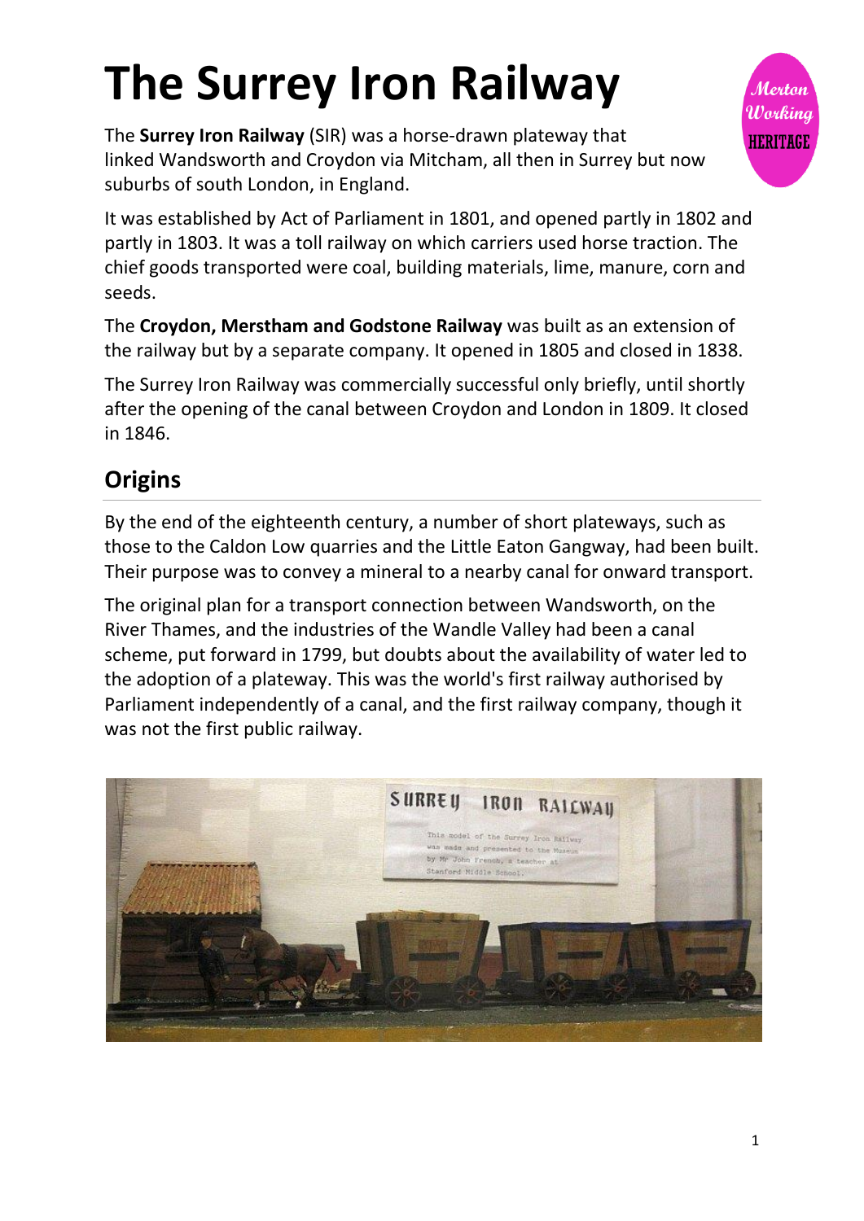# The Surrey Iron Railway

The **Surrey Iron Railway** (SIR) was a horse-drawn plateway that linked Wandsworth and Croydon via Mitcham, all then in Surrey but now suburbs of south London, in England.

It was established by Act of Parliament in 1801, and opened partly in 1802 and partly in 1803. It was a toll railway on which carriers used horse traction. The chief goods transported were coal, building materials, lime, manure, corn and seeds.

The **Croydon, Merstham and Godstone Railway** was built as an extension of the railway but by a separate company. It opened in 1805 and closed in 1838.

The Surrey Iron Railway was commercially successful only briefly, until shortly after the opening of the canal between Croydon and London in 1809. It closed in 1846.

## Origins

By the end of the eighteenth century, a number of short plateways, such as those to the Caldon Low quarries and the Little Eaton Gangway, had been built. Their purpose was to convey a mineral to a nearby canal for onward transport.

The original plan for a transport connection between Wandsworth, on the River Thames, and the industries of the Wandle Valley had been a canal scheme, put forward in 1799, but doubts about the availability of water led to the adoption of a plateway. This was the world's first railway authorised by Parliament independently of a canal, and the first railway company, though it was not the first public railway.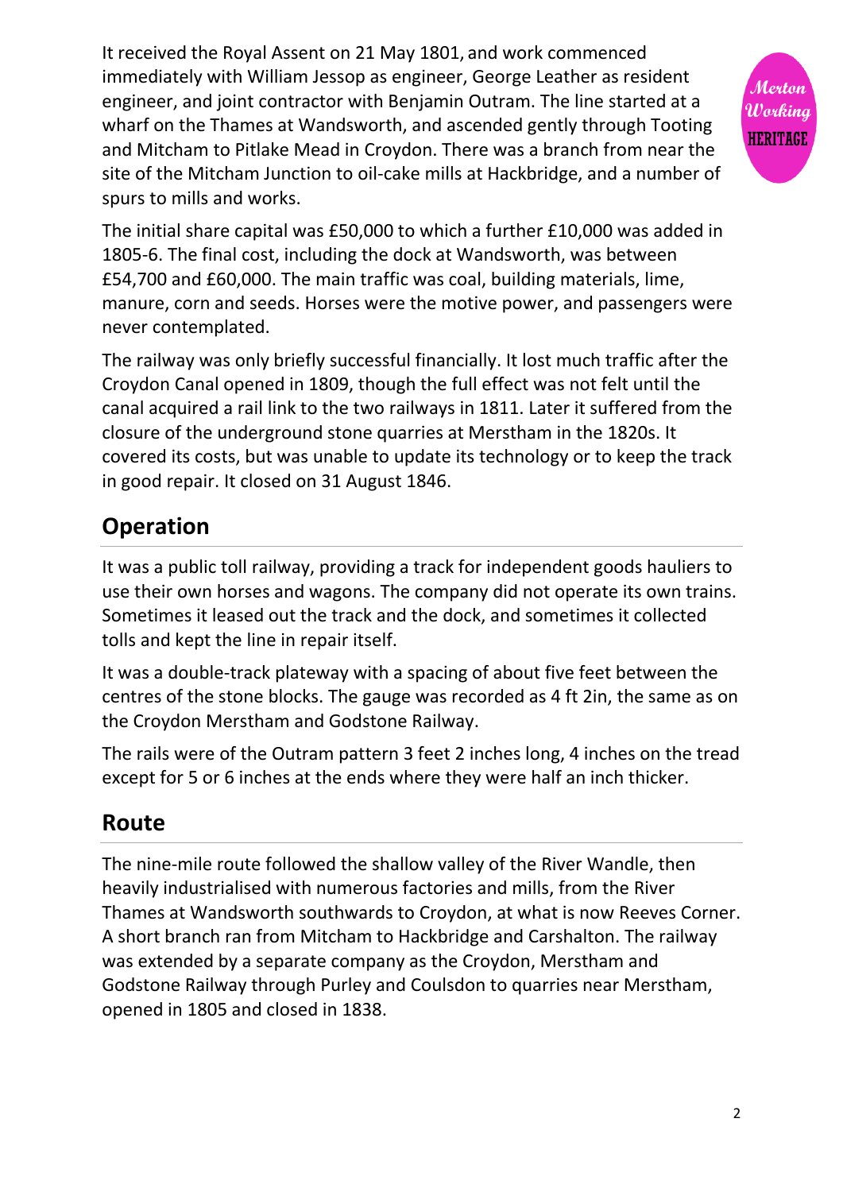It received the Royal Assent on 21 May 1801, and work commenced immediately with William Jessop as engineer, George Leather as resident engineer, and joint contractor with Benjamin Outram. The line started at a wharf on the Thames at Wandsworth, and ascended gently through Tooting and Mitcham to Pitlake Mead in Croydon. There was a branch from near the site of the Mitcham Junction to oil-cake mills at Hackbridge, and a number of spurs to mills and works.

The initial share capital was £50,000 to which a further £10,000 was added in 1805-6. The final cost, including the dock at Wandsworth, was between £54,700 and £60,000. The main traffic was coal, building materials, lime, manure, corn and seeds. Horses were the motive power, and passengers were never contemplated.

The railway was only briefly successful financially. It lost much traffic after the Croydon Canal opened in 1809, though the full effect was not felt until the canal acquired a rail link to the two railways in 1811. Later it suffered from the closure of the underground stone quarries at Merstham in the 1820s. It covered its costs, but was unable to update its technology or to keep the track in good repair. It closed on 31 August 1846.

## Operation

It was a public toll railway, providing a track for independent goods hauliers to use their own horses and wagons. The company did not operate its own trains. Sometimes it leased out the track and the dock, and sometimes it collected tolls and kept the line in repair itself.

It was a double-track plateway with a spacing of about five feet between the centres of the stone blocks. The gauge was recorded as 4 ft 2in, the same as on the Croydon Merstham and Godstone Railway.

The rails were of the Outram pattern 3 feet 2 inches long, 4 inches on the tread except for 5 or 6 inches at the ends where they were half an inch thicker.

## Route

The nine-mile route followed the shallow valley of the River Wandle, then heavily industrialised with numerous factories and mills, from the River Thames at Wandsworth southwards to Croydon, at what is now Reeves Corner. A short branch ran from Mitcham to Hackbridge and Carshalton. The railway was extended by a separate company as the Croydon, Merstham and Godstone Railway through Purley and Coulsdon to quarries near Merstham, opened in 1805 and closed in 1838.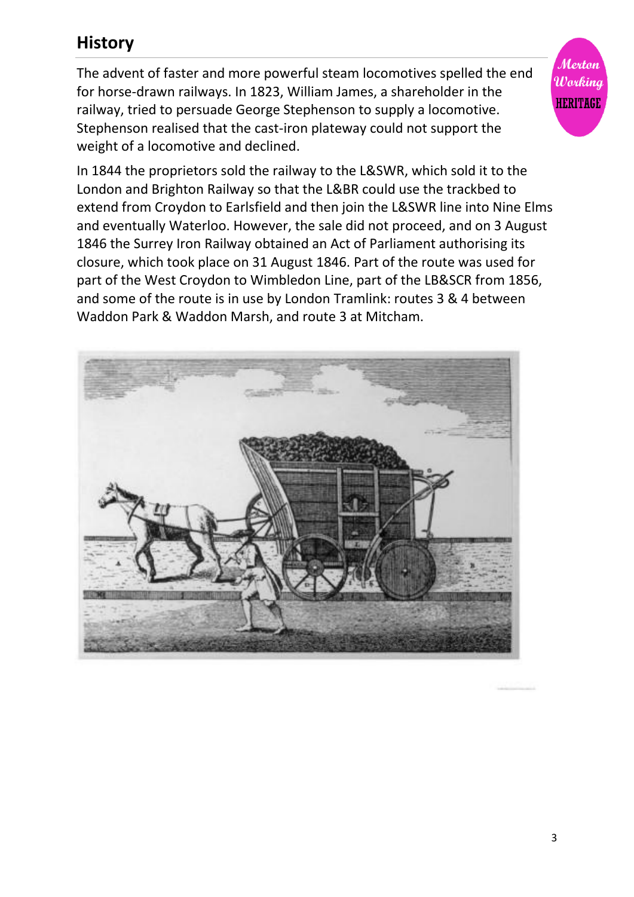## History

The advent of faster and more powerful steam locomotives spelled the end for horse-drawn railways. In 1823, William James, a shareholder in the railway, tried to persuade George Stephenson to supply a locomotive. Stephenson realised that the cast-iron plateway could not support the weight of a locomotive and declined.

In 1844 the proprietors sold the railway to the L&SWR, which sold it to the London and Brighton Railway so that the L&BR could use the trackbed to extend from Croydon to Earlsfield and then join the L&SWR line into Nine Elms and eventually Waterloo. However, the sale did not proceed, and on 3 August 1846 the Surrey Iron Railway obtained an Act of Parliament authorising its closure, which took place on 31 August 1846. Part of the route was used for part of the West Croydon to Wimbledon Line, part of the LB&SCR from 1856, and some of the route is in use by London Tramlink: routes 3 & 4 between Waddon Park & Waddon Marsh, and route 3 at Mitcham.